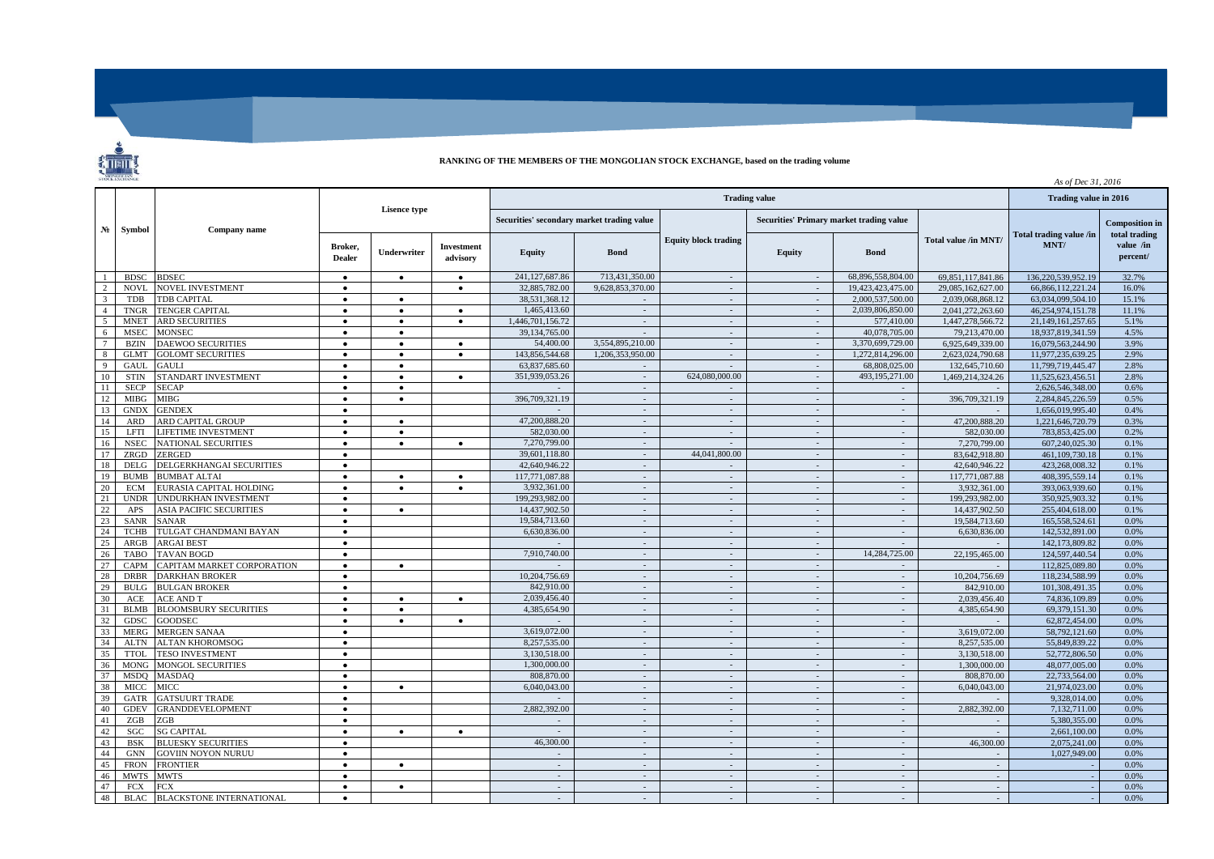# RANKING OF THE MEMBERS OF THE MONGOLIAN STOCK EXCHANGE, based on the trading volume

*As of Dec 31, 2016*

| № | Symbol | Company name | Lisence type | | | Trading value | | | | | | Trading value in 2016 | |
|---|---|---|---|---|---|---|---|---|---|---|---|---|---|
| | | | | | | Securities' secondary market trading value | | | Securities' Primary market trading value | | | | |
| | | | Broker, Dealer | Underwriter | Investment advisory | Equity | Bond | Equity block trading | Equity | Bond | Total value /in MNT/ | Total trading value /in MNT/ | Composition in total trading value /in percent/ |
| 1 | BDSC | BDSEC | ● | ● | ● | 241,127,687.86 | 713,431,350.00 | - | - | 68,896,558,804.00 | 69,851,117,841.86 | 136,220,539,952.19 | 32.7% |
| 2 | NOVL | NOVEL INVESTMENT | ● | | ● | 32,885,782.00 | 9,628,853,370.00 | - | - | 19,423,423,475.00 | 29,085,162,627.00 | 66,866,112,221.24 | 16.0% |
| 3 | TDB | TDB CAPITAL | ● | ● | | 38,531,368.12 | - | - | - | 2,000,537,500.00 | 2,039,068,868.12 | 63,034,099,504.10 | 15.1% |
| 4 | TNGR | TENGER CAPITAL | ● | ● | ● | 1,465,413.60 | - | - | - | 2,039,806,850.00 | 2,041,272,263.60 | 46,254,974,151.78 | 11.1% |
| 5 | MNET | ARD SECURITIES | ● | ● | ● | 1,446,701,156.72 | - | - | - | 577,410.00 | 1,447,278,566.72 | 21,149,161,257.65 | 5.1% |
| 6 | MSEC | MONSEC | ● | ● | | 39,134,765.00 | - | - | - | 40,078,705.00 | 79,213,470.00 | 18,937,819,341.59 | 4.5% |
| 7 | BZIN | DAEWOO SECURITIES | ● | ● | ● | 54,400.00 | 3,554,895,210.00 | - | - | 3,370,699,729.00 | 6,925,649,339.00 | 16,079,563,244.90 | 3.9% |
| 8 | GLMT | GOLOMT SECURITIES | ● | ● | ● | 143,856,544.68 | 1,206,353,950.00 | - | - | 1,272,814,296.00 | 2,623,024,790.68 | 11,977,235,639.25 | 2.9% |
| 9 | GAUL | GAULI | ● | ● | | 63,837,685.60 | - | - | - | 68,808,025.00 | 132,645,710.60 | 11,799,719,445.47 | 2.8% |
| 10 | STIN | STANDART INVESTMENT | ● | ● | ● | 351,939,053.26 | - | 624,080,000.00 | - | 493,195,271.00 | 1,469,214,324.26 | 11,525,623,456.51 | 2.8% |
| 11 | SECP | SECAP | ● | ● | | - | - | - | - | - | - | 2,626,546,348.00 | 0.6% |
| 12 | MIBG | MIBG | ● | ● | | 396,709,321.19 | - | - | - | - | 396,709,321.19 | 2,284,845,226.59 | 0.5% |
| 13 | GNDX | GENDEX | ● | | | - | - | - | - | - | - | 1,656,019,995.40 | 0.4% |
| 14 | ARD | ARD CAPITAL GROUP | ● | ● | | 47,200,888.20 | - | - | - | - | 47,200,888.20 | 1,221,646,720.79 | 0.3% |
| 15 | LFTI | LIFETIME INVESTMENT | ● | ● | | 582,030.00 | - | - | - | - | 582,030.00 | 783,853,425.00 | 0.2% |
| 16 | NSEC | NATIONAL SECURITIES | ● | ● | ● | 7,270,799.00 | - | - | - | - | 7,270,799.00 | 607,240,025.30 | 0.1% |
| 17 | ZRGD | ZERGED | ● | | | 39,601,118.80 | - | 44,041,800.00 | - | - | 83,642,918.80 | 461,109,730.18 | 0.1% |
| 18 | DELG | DELGERKHANGAI SECURITIES | ● | | | 42,640,946.22 | - | - | - | - | 42,640,946.22 | 423,268,008.32 | 0.1% |
| 19 | BUMB | BUMBAT ALTAI | ● | ● | ● | 117,771,087.88 | - | - | - | - | 117,771,087.88 | 408,395,559.14 | 0.1% |
| 20 | ECM | EURASIA CAPITAL HOLDING | ● | ● | ● | 3,932,361.00 | - | - | - | - | 3,932,361.00 | 393,063,939.60 | 0.1% |
| 21 | UNDR | UNDURKHAN INVESTMENT | ● | | | 199,293,982.00 | - | - | - | - | 199,293,982.00 | 350,925,903.32 | 0.1% |
| 22 | APS | ASIA PACIFIC SECURITIES | ● | ● | | 14,437,902.50 | - | - | - | - | 14,437,902.50 | 255,404,618.00 | 0.1% |
| 23 | SANR | SANAR | ● | | | 19,584,713.60 | - | - | - | - | 19,584,713.60 | 165,558,524.61 | 0.0% |
| 24 | TCHB | TULGAT CHANDMANI BAYAN | ● | | | 6,630,836.00 | - | - | - | - | 6,630,836.00 | 142,532,891.00 | 0.0% |
| 25 | ARGB | ARGAI BEST | ● | | | - | - | - | - | - | - | 142,173,809.82 | 0.0% |
| 26 | TABO | TAVAN BOGD | ● | | | 7,910,740.00 | - | - | - | 14,284,725.00 | 22,195,465.00 | 124,597,440.54 | 0.0% |
| 27 | CAPM | CAPITAM MARKET CORPORATION | ● | ● | | - | - | - | - | - | - | 112,825,089.80 | 0.0% |
| 28 | DRBR | DARKHAN BROKER | ● | | | 10,204,756.69 | - | - | - | - | 10,204,756.69 | 118,234,588.99 | 0.0% |
| 29 | BULG | BULGAN BROKER | ● | | | 842,910.00 | - | - | - | - | 842,910.00 | 101,308,491.35 | 0.0% |
| 30 | ACE | ACE AND T | ● | ● | ● | 2,039,456.40 | - | - | - | - | 2,039,456.40 | 74,836,109.89 | 0.0% |
| 31 | BLMB | BLOOMSBURY SECURITIES | ● | ● | | 4,385,654.90 | - | - | - | - | 4,385,654.90 | 69,379,151.30 | 0.0% |
| 32 | GDSC | GOODSEC | ● | ● | ● | - | - | - | - | - | - | 62,872,454.00 | 0.0% |
| 33 | MERG | MERGEN SANAA | ● | | | 3,619,072.00 | - | - | - | - | 3,619,072.00 | 58,792,121.60 | 0.0% |
| 34 | ALTN | ALTAN KHOROMSOG | ● | | | 8,257,535.00 | - | - | - | - | 8,257,535.00 | 55,849,839.22 | 0.0% |
| 35 | TTOL | TESO INVESTMENT | ● | | | 3,130,518.00 | - | - | - | - | 3,130,518.00 | 52,772,806.50 | 0.0% |
| 36 | MONG | MONGOL SECURITIES | ● | | | 1,300,000.00 | - | - | - | - | 1,300,000.00 | 48,077,005.00 | 0.0% |
| 37 | MSDQ | MASDAQ | ● | | | 808,870.00 | - | - | - | - | 808,870.00 | 22,733,564.00 | 0.0% |
| 38 | MICC | MICC | ● | ● | | 6,040,043.00 | - | - | - | - | 6,040,043.00 | 21,974,023.00 | 0.0% |
| 39 | GATR | GATSUURT TRADE | ● | | | - | - | - | - | - | - | 9,328,014.00 | 0.0% |
| 40 | GDEV | GRANDDEVELOPMENT | ● | | | 2,882,392.00 | - | - | - | - | 2,882,392.00 | 7,132,711.00 | 0.0% |
| 41 | ZGB | ZGB | ● | | | - | - | - | - | - | - | 5,380,355.00 | 0.0% |
| 42 | SGC | SG CAPITAL | ● | ● | ● | - | - | - | - | - | - | 2,661,100.00 | 0.0% |
| 43 | BSK | BLUESKY SECURITIES | ● | | | 46,300.00 | - | - | - | - | 46,300.00 | 2,075,241.00 | 0.0% |
| 44 | GNN | GOVIIN NOYON NURUU | ● | | | - | - | - | - | - | - | 1,027,949.00 | 0.0% |
| 45 | FRON | FRONTIER | ● | ● | | - | - | - | - | - | - | - | 0.0% |
| 46 | MWTS | MWTS | ● | | | - | - | - | - | - | - | - | 0.0% |
| 47 | FCX | FCX | ● | ● | | - | - | - | - | - | - | - | 0.0% |
| 48 | BLAC | BLACKSTONE INTERNATIONAL | ● | | | - | - | - | - | - | - | - | 0.0% |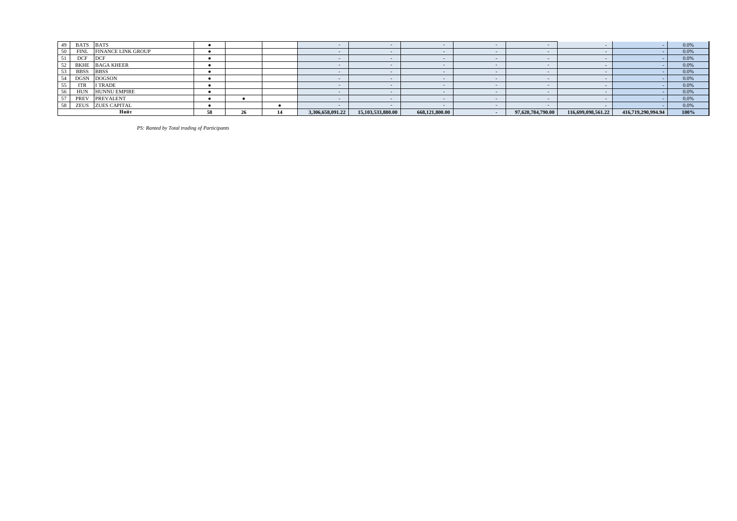| | | | | | | | | | | | | | | |
|---|---|---|---|---|---|---|---|---|---|---|---|---|---|---|
| 49 | BATS | BATS | ● | | | - | - | - | - | - | - | - | 0.0% |
| 50 | FINL | FINANCE LINK GROUP | ● | | | - | - | - | - | - | - | - | 0.0% |
| 51 | DCF | DCF | ● | | | - | - | - | - | - | - | - | 0.0% |
| 52 | BKHE | BAGA KHEER | ● | | | - | - | - | - | - | - | - | 0.0% |
| 53 | BBSS | BBSS | ● | | | - | - | - | - | - | - | - | 0.0% |
| 54 | DGSN | DOGSON | ● | | | - | - | - | - | - | - | - | 0.0% |
| 55 | ITR | I TRADE | ● | | | - | - | - | - | - | - | - | 0.0% |
| 56 | HUN | HUNNU EMPIRE | ● | | | - | - | - | - | - | - | - | 0.0% |
| 57 | PREV | PREVALENT | ● | ● | | - | - | - | - | - | - | - | 0.0% |
| 58 | ZEUS | ZUES CAPITAL | ● | | ● | - | - | - | - | - | - | - | 0.0% |
| **Нийт** | | | **58** | **26** | **14** | **3,306,658,091.22** | **15,103,533,880.00** | **668,121,800.00** | **-** | **97,620,784,790.00** | **116,699,098,561.22** | **416,719,290,994.94** | **100%** |

*PS: Ranted by Total trading of Participants*